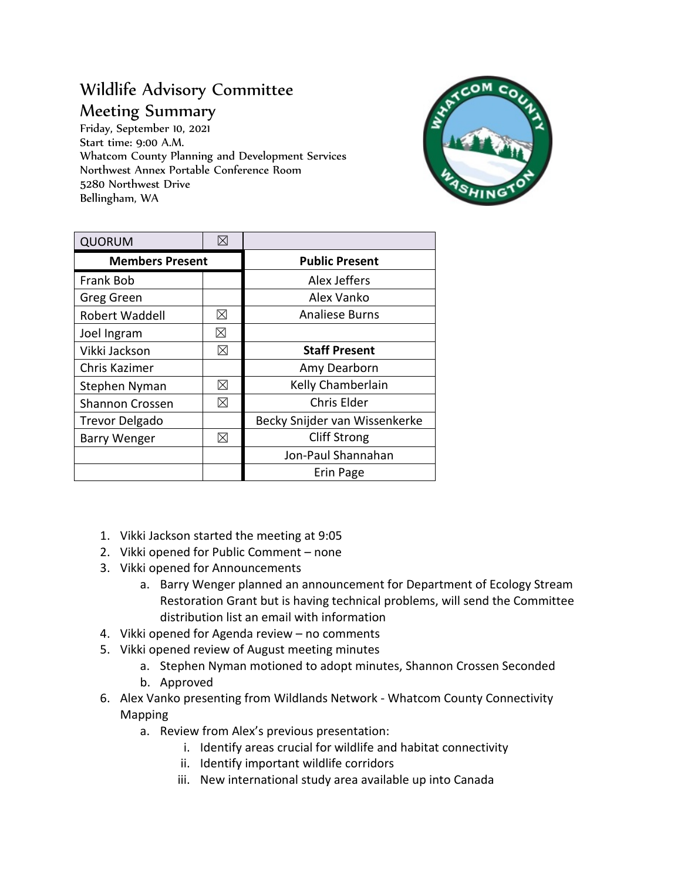# Wildlife Advisory Committee

## Meeting Summary

Friday, September 10, 2021
Start time: 9:00 A.M.
Whatcom County Planning and Development Services
Northwest Annex Portable Conference Room
5280 Northwest Drive
Bellingham, WA

| QUORUM | ☒ | |
|---|---|---|
| **Members Present** | | **Public Present** |
| Frank Bob | | Alex Jeffers |
| Greg Green | | Alex Vanko |
| Robert Waddell | ☒ | Analiese Burns |
| Joel Ingram | ☒ | |
| Vikki Jackson | ☒ | **Staff Present** |
| Chris Kazimer | | Amy Dearborn |
| Stephen Nyman | ☒ | Kelly Chamberlain |
| Shannon Crossen | ☒ | Chris Elder |
| Trevor Delgado | | Becky Snijder van Wissenkerke |
| Barry Wenger | ☒ | Cliff Strong |
| | | Jon-Paul Shannahan |
| | | Erin Page |

1. Vikki Jackson started the meeting at 9:05
2. Vikki opened for Public Comment – none
3. Vikki opened for Announcements
    a. Barry Wenger planned an announcement for Department of Ecology Stream Restoration Grant but is having technical problems, will send the Committee distribution list an email with information
4. Vikki opened for Agenda review – no comments
5. Vikki opened review of August meeting minutes
    a. Stephen Nyman motioned to adopt minutes, Shannon Crossen Seconded
    b. Approved
6. Alex Vanko presenting from Wildlands Network - Whatcom County Connectivity Mapping
    a. Review from Alex's previous presentation:
        i. Identify areas crucial for wildlife and habitat connectivity
        ii. Identify important wildlife corridors
        iii. New international study area available up into Canada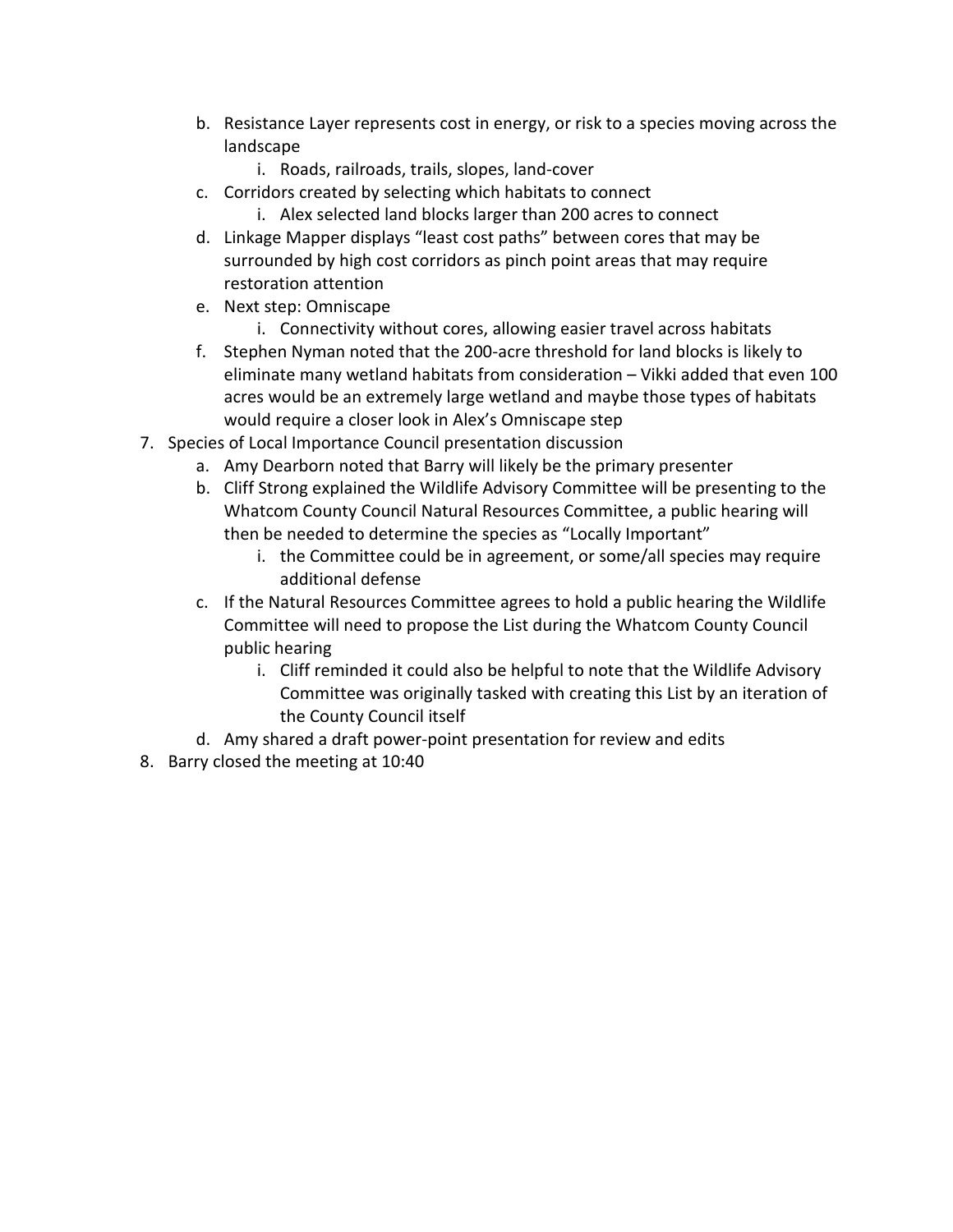b. Resistance Layer represents cost in energy, or risk to a species moving across the landscape
      i. Roads, railroads, trails, slopes, land-cover
   c. Corridors created by selecting which habitats to connect
      i. Alex selected land blocks larger than 200 acres to connect
   d. Linkage Mapper displays "least cost paths" between cores that may be surrounded by high cost corridors as pinch point areas that may require restoration attention
   e. Next step: Omniscape
      i. Connectivity without cores, allowing easier travel across habitats
   f. Stephen Nyman noted that the 200-acre threshold for land blocks is likely to eliminate many wetland habitats from consideration – Vikki added that even 100 acres would be an extremely large wetland and maybe those types of habitats would require a closer look in Alex's Omniscape step

7. Species of Local Importance Council presentation discussion
   a. Amy Dearborn noted that Barry will likely be the primary presenter
   b. Cliff Strong explained the Wildlife Advisory Committee will be presenting to the Whatcom County Council Natural Resources Committee, a public hearing will then be needed to determine the species as "Locally Important"
      i. the Committee could be in agreement, or some/all species may require additional defense
   c. If the Natural Resources Committee agrees to hold a public hearing the Wildlife Committee will need to propose the List during the Whatcom County Council public hearing
      i. Cliff reminded it could also be helpful to note that the Wildlife Advisory Committee was originally tasked with creating this List by an iteration of the County Council itself
   d. Amy shared a draft power-point presentation for review and edits

8. Barry closed the meeting at 10:40